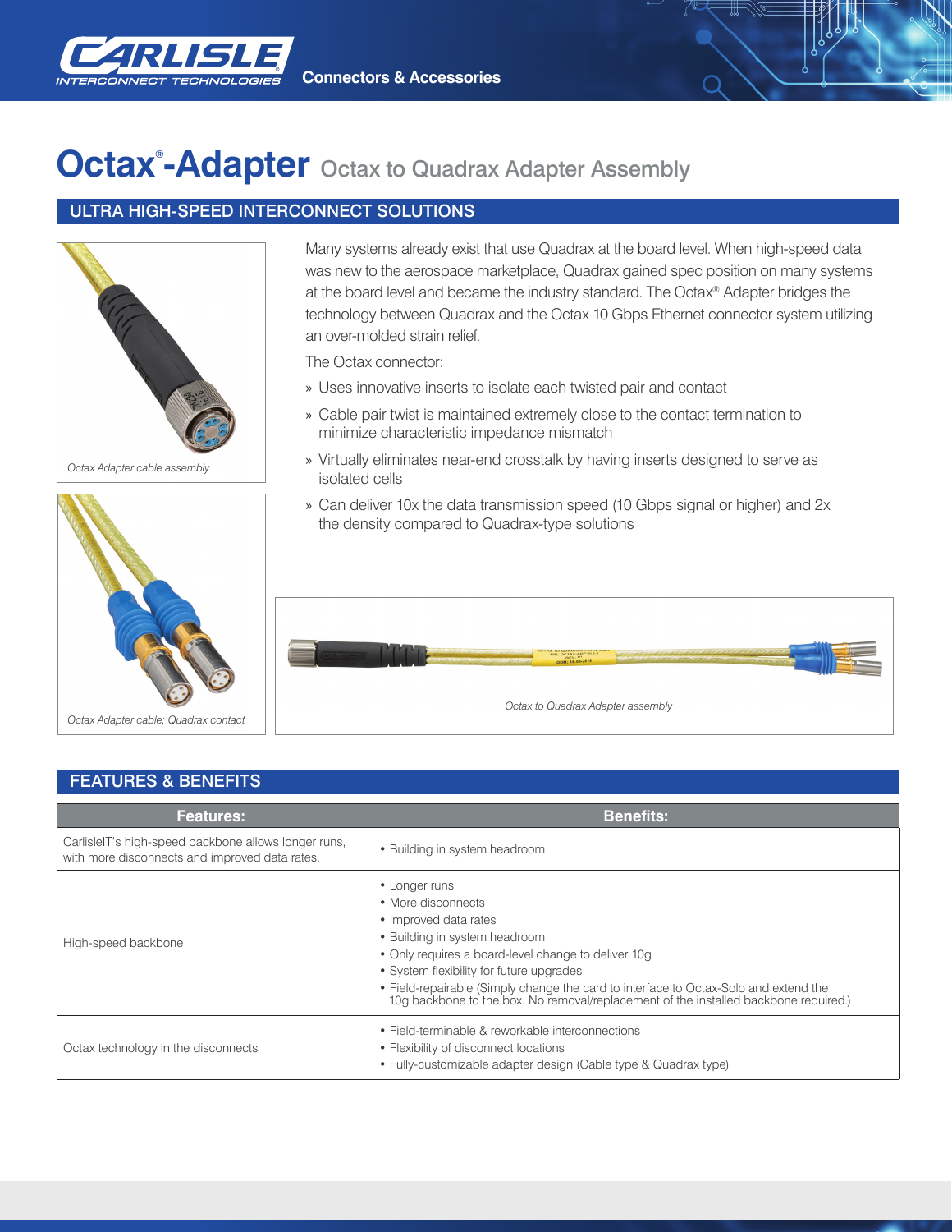# Octax®-Adapter Octax to Quadrax Adapter Assembly

## ULTRA HIGH-SPEED INTERCONNECT SOLUTIONS

Many systems already exist that use Quadrax at the board level. When high-speed data was new to the aerospace marketplace, Quadrax gained spec position on many systems at the board level and became the industry standard. The Octax® Adapter bridges the technology between Quadrax and the Octax 10 Gbps Ethernet connector system utilizing an over-molded strain relief.

The Octax connector:

- Uses innovative inserts to isolate each twisted pair and contact
- Cable pair twist is maintained extremely close to the contact termination to minimize characteristic impedance mismatch
- Virtually eliminates near-end crosstalk by having inserts designed to serve as isolated cells
- Can deliver 10x the data transmission speed (10 Gbps signal or higher) and 2x the density compared to Quadrax-type solutions

*Octax Adapter cable assembly*

*Octax Adapter cable; Quadrax contact*

*Octax to Quadrax Adapter assembly*

## FEATURES & BENEFITS

| Features: | Benefits: |
|---|---|
| CarlisleIT's high-speed backbone allows longer runs, with more disconnects and improved data rates. | • Building in system headroom |
| High-speed backbone | • Longer runs<br>• More disconnects<br>• Improved data rates<br>• Building in system headroom<br>• Only requires a board-level change to deliver 10g<br>• System flexibility for future upgrades<br>• Field-repairable (Simply change the card to interface to Octax-Solo and extend the 10g backbone to the box. No removal/replacement of the installed backbone required.) |
| Octax technology in the disconnects | • Field-terminable & reworkable interconnections<br>• Flexibility of disconnect locations<br>• Fully-customizable adapter design (Cable type & Quadrax type) |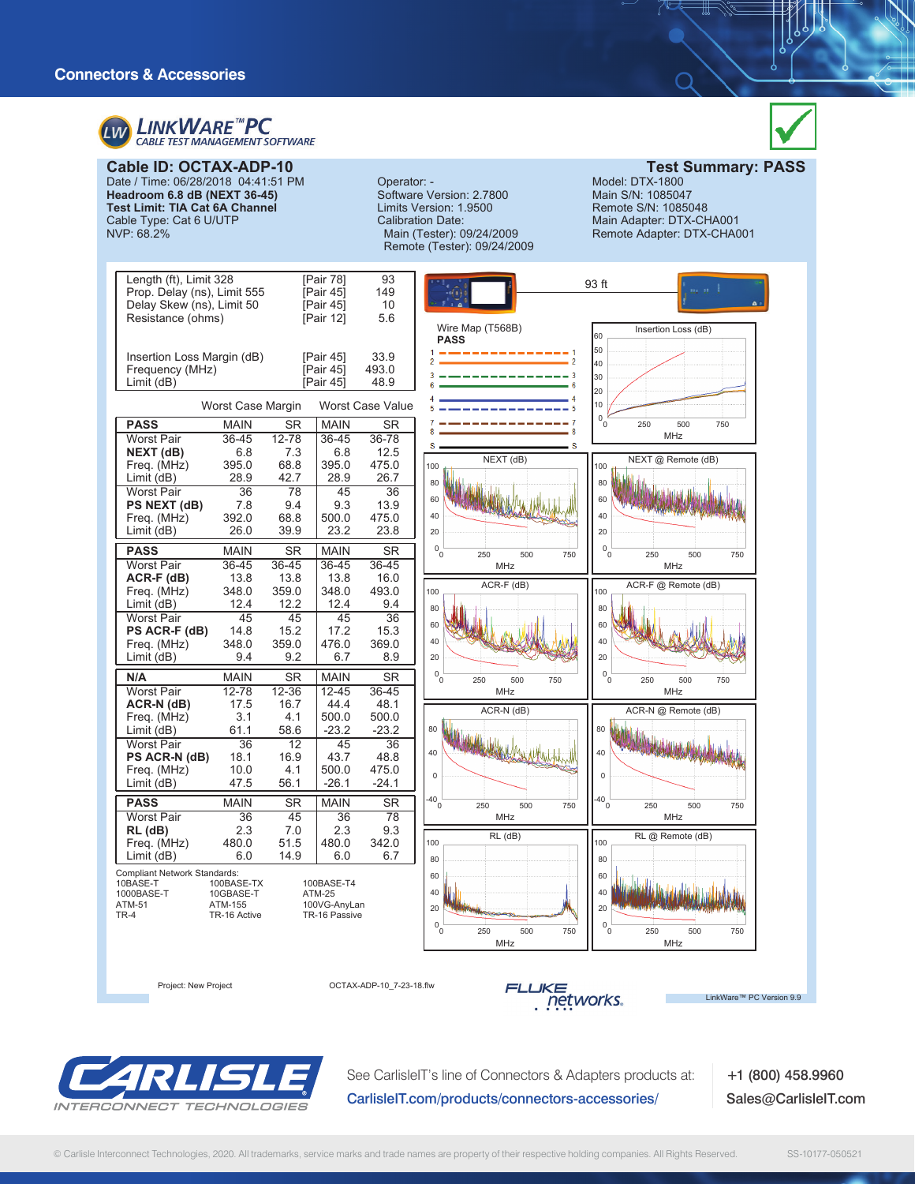## Connectors & Accessories

**LINKWARE™ PC**
CABLE TEST MANAGEMENT SOFTWARE

**Cable ID: OCTAX-ADP-10**
Date / Time: 06/28/2018 04:41:51 PM
**Headroom 6.8 dB (NEXT 36-45)**
**Test Limit: TIA Cat 6A Channel**
Cable Type: Cat 6 U/UTP
NVP: 68.2%

Operator: -
Software Version: 2.7800
Limits Version: 1.9500
Calibration Date:
Main (Tester): 09/24/2009
Remote (Tester): 09/24/2009

**Test Summary: PASS**
Model: DTX-1800
Main S/N: 1085047
Remote S/N: 1085048
Main Adapter: DTX-CHA001
Remote Adapter: DTX-CHA001

| | | |
|---|---|---|
| Length (ft), Limit 328 | [Pair 78] | 93 |
| Prop. Delay (ns), Limit 555 | [Pair 45] | 149 |
| Delay Skew (ns), Limit 50 | [Pair 45] | 10 |
| Resistance (ohms) | [Pair 12] | 5.6 |
| Insertion Loss Margin (dB) | [Pair 45] | 33.9 |
| Frequency (MHz) | [Pair 45] | 493.0 |
| Limit (dB) | [Pair 45] | 48.9 |

| | Worst Case Margin | | Worst Case Value | |
|---|---|---|---|---|
| **PASS** | MAIN | SR | MAIN | SR |
| Worst Pair | 36-45 | 12-78 | 36-45 | 36-78 |
| **NEXT (dB)** | 6.8 | 7.3 | 6.8 | 12.5 |
| Freq. (MHz) | 395.0 | 68.8 | 395.0 | 475.0 |
| Limit (dB) | 28.9 | 42.7 | 28.9 | 26.7 |
| Worst Pair | 36 | 78 | 45 | 36 |
| **PS NEXT (dB)** | 7.8 | 9.4 | 9.3 | 13.9 |
| Freq. (MHz) | 392.0 | 68.8 | 500.0 | 475.0 |
| Limit (dB) | 26.0 | 39.9 | 23.2 | 23.8 |
| **PASS** | MAIN | SR | MAIN | SR |
| Worst Pair | 36-45 | 36-45 | 36-45 | 36-45 |
| **ACR-F (dB)** | 13.8 | 13.8 | 13.8 | 16.0 |
| Freq. (MHz) | 348.0 | 359.0 | 348.0 | 493.0 |
| Limit (dB) | 12.4 | 12.2 | 12.4 | 9.4 |
| Worst Pair | 45 | 45 | 45 | 36 |
| **PS ACR-F (dB)** | 14.8 | 15.2 | 17.2 | 15.3 |
| Freq. (MHz) | 348.0 | 359.0 | 476.0 | 369.0 |
| Limit (dB) | 9.4 | 9.2 | 6.7 | 8.9 |
| **N/A** | MAIN | SR | MAIN | SR |
| Worst Pair | 12-78 | 12-36 | 12-45 | 36-45 |
| **ACR-N (dB)** | 17.5 | 16.7 | 44.4 | 48.1 |
| Freq. (MHz) | 3.1 | 4.1 | 500.0 | 500.0 |
| Limit (dB) | 61.1 | 58.6 | -23.2 | -23.2 |
| Worst Pair | 36 | 12 | 45 | 36 |
| **PS ACR-N (dB)** | 18.1 | 16.9 | 43.7 | 48.8 |
| Freq. (MHz) | 10.0 | 4.1 | 500.0 | 475.0 |
| Limit (dB) | 47.5 | 56.1 | -26.1 | -24.1 |
| **PASS** | MAIN | SR | MAIN | SR |
| Worst Pair | 36 | 45 | 36 | 78 |
| **RL (dB)** | 2.3 | 7.0 | 2.3 | 9.3 |
| Freq. (MHz) | 480.0 | 51.5 | 480.0 | 342.0 |
| Limit (dB) | 6.0 | 14.9 | 6.0 | 6.7 |

Compliant Network Standards:

| | | |
|---|---|---|
| 10BASE-T | 100BASE-TX | 100BASE-T4 |
| 1000BASE-T | 10GBASE-T | ATM-25 |
| ATM-51 | ATM-155 | 100VG-AnyLan |
| TR-4 | TR-16 Active | TR-16 Passive |

93 ft

Wire Map (T568B)
**PASS**

Insertion Loss (dB)
MHz

NEXT (dB)
MHz

NEXT @ Remote (dB)
MHz

ACR-F (dB)
MHz

ACR-F @ Remote (dB)
MHz

ACR-N (dB)
MHz

ACR-N @ Remote (dB)
MHz

RL (dB)
MHz

RL @ Remote (dB)
MHz

Project: New Project
OCTAX-ADP-10_7-23-18.flw

FLUKE networks.

LinkWare™ PC Version 9.9

CARLISLE INTERCONNECT TECHNOLOGIES

See CarlisleIT's line of Connectors & Adapters products at:
CarlisleIT.com/products/connectors-accessories/

+1 (800) 458.9960
Sales@CarlisleIT.com

© Carlisle Interconnect Technologies, 2020. All trademarks, service marks and trade names are property of their respective holding companies. All Rights Reserved.

SS-10177-050521